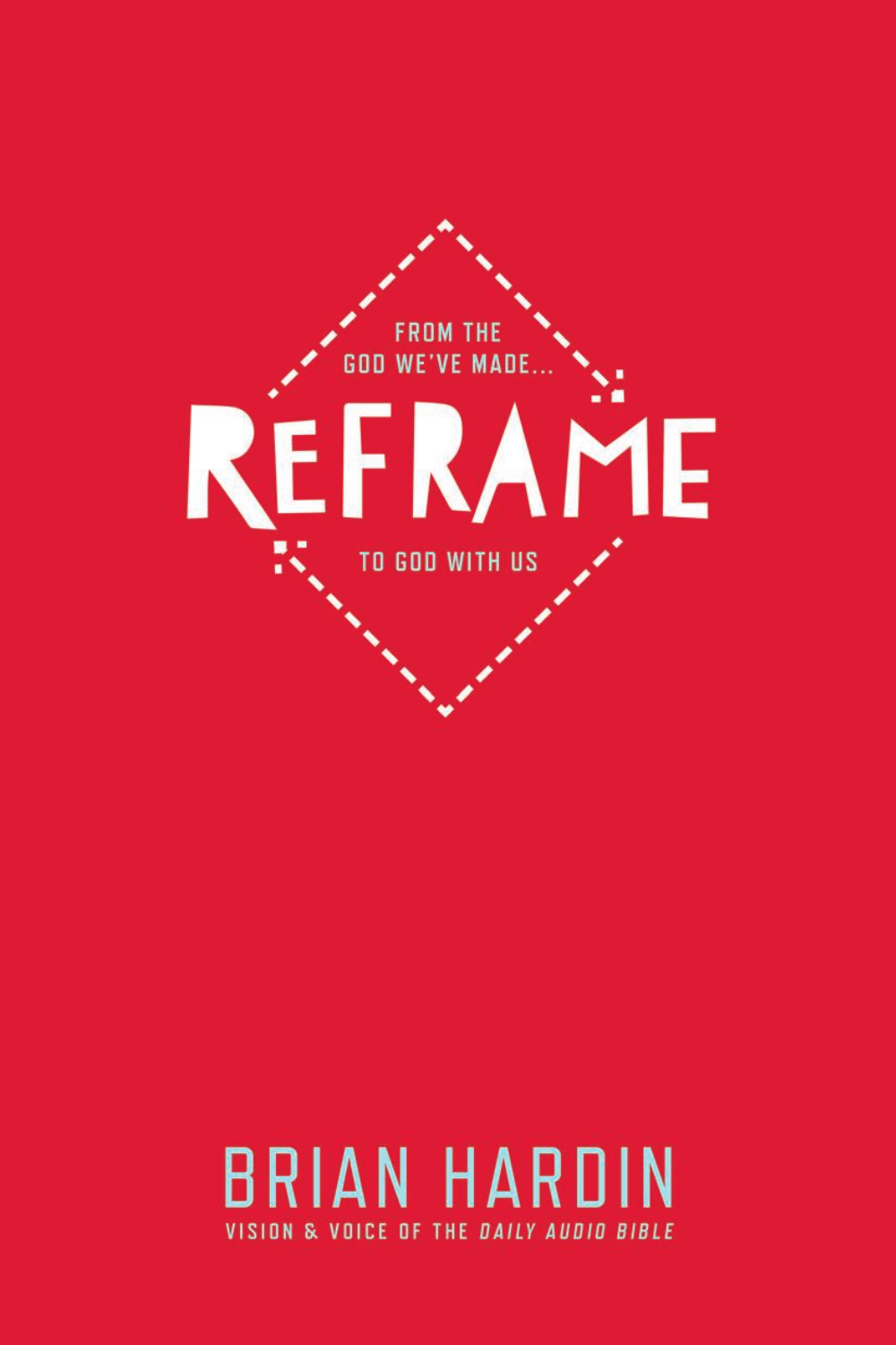FROM THE GOD WE'VE MADE...

# REFRAME

TO GOD WITH US

BRIAN HARDIN

VISION & VOICE OF THE *DAILY AUDIO BIBLE*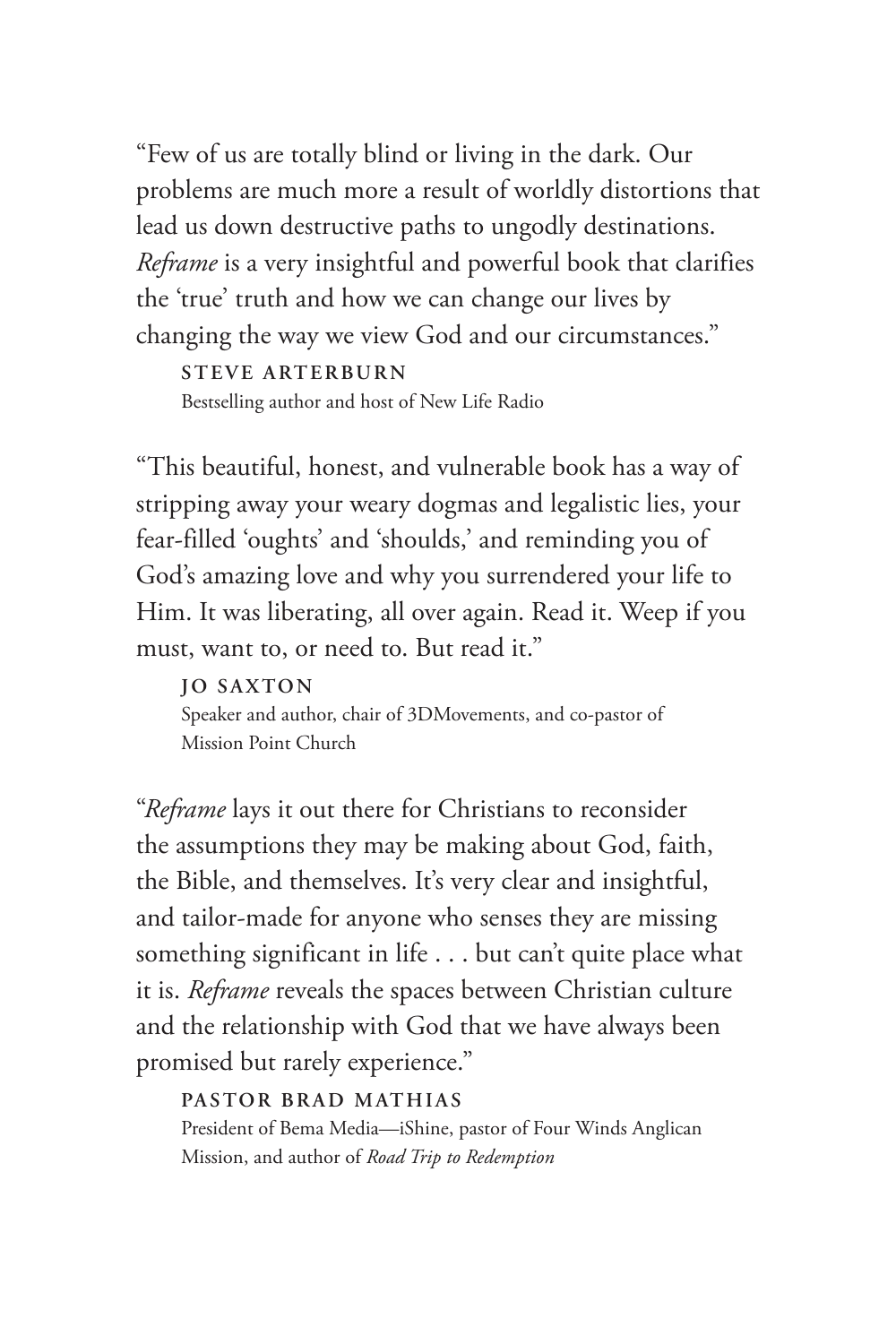"Few of us are totally blind or living in the dark. Our problems are much more a result of worldly distortions that lead us down destructive paths to ungodly destinations. *Reframe* is a very insightful and powerful book that clarifies the 'true' truth and how we can change our lives by changing the way we view God and our circumstances."

**STEVE ARTERBURN**
Bestselling author and host of New Life Radio

"This beautiful, honest, and vulnerable book has a way of stripping away your weary dogmas and legalistic lies, your fear-filled 'oughts' and 'shoulds,' and reminding you of God's amazing love and why you surrendered your life to Him. It was liberating, all over again. Read it. Weep if you must, want to, or need to. But read it."

**JO SAXTON**
Speaker and author, chair of 3DMovements, and co-pastor of Mission Point Church

"*Reframe* lays it out there for Christians to reconsider the assumptions they may be making about God, faith, the Bible, and themselves. It's very clear and insightful, and tailor-made for anyone who senses they are missing something significant in life . . . but can't quite place what it is. *Reframe* reveals the spaces between Christian culture and the relationship with God that we have always been promised but rarely experience."

**PASTOR BRAD MATHIAS**
President of Bema Media—iShine, pastor of Four Winds Anglican Mission, and author of *Road Trip to Redemption*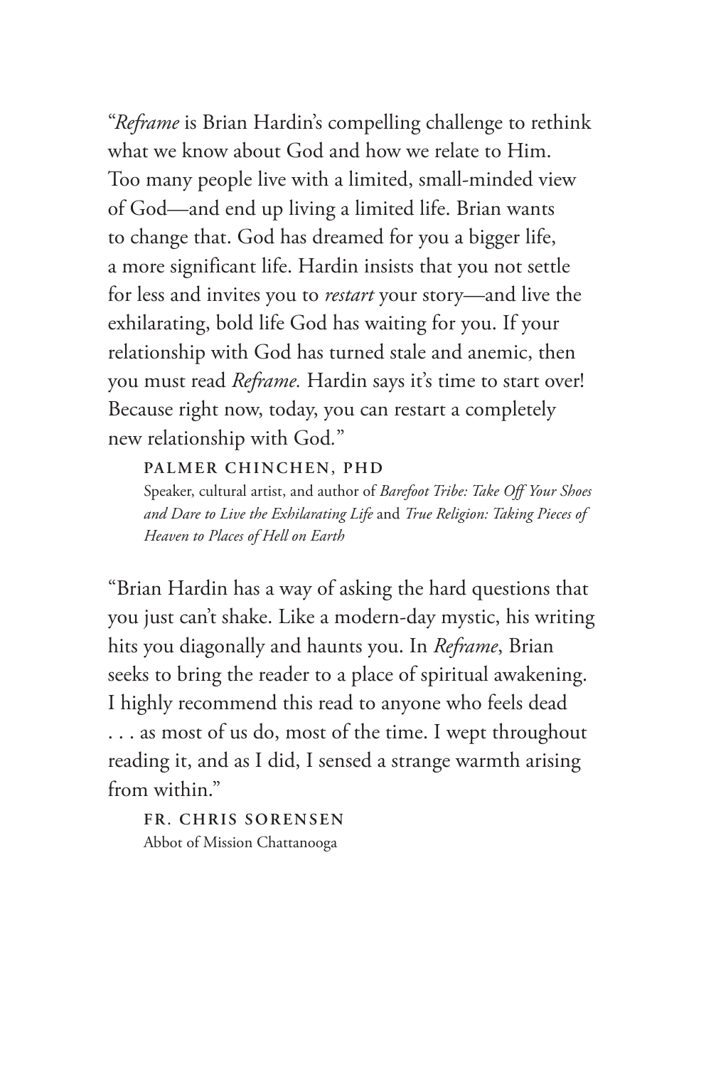"*Reframe* is Brian Hardin's compelling challenge to rethink what we know about God and how we relate to Him. Too many people live with a limited, small-minded view of God—and end up living a limited life. Brian wants to change that. God has dreamed for you a bigger life, a more significant life. Hardin insists that you not settle for less and invites you to *restart* your story—and live the exhilarating, bold life God has waiting for you. If your relationship with God has turned stale and anemic, then you must read *Reframe.* Hardin says it's time to start over! Because right now, today, you can restart a completely new relationship with God."

**PALMER CHINCHEN, PHD**
Speaker, cultural artist, and author of *Barefoot Tribe: Take Off Your Shoes and Dare to Live the Exhilarating Life* and *True Religion: Taking Pieces of Heaven to Places of Hell on Earth*

"Brian Hardin has a way of asking the hard questions that you just can't shake. Like a modern-day mystic, his writing hits you diagonally and haunts you. In *Reframe*, Brian seeks to bring the reader to a place of spiritual awakening. I highly recommend this read to anyone who feels dead . . . as most of us do, most of the time. I wept throughout reading it, and as I did, I sensed a strange warmth arising from within."

**FR. CHRIS SORENSEN**
Abbot of Mission Chattanooga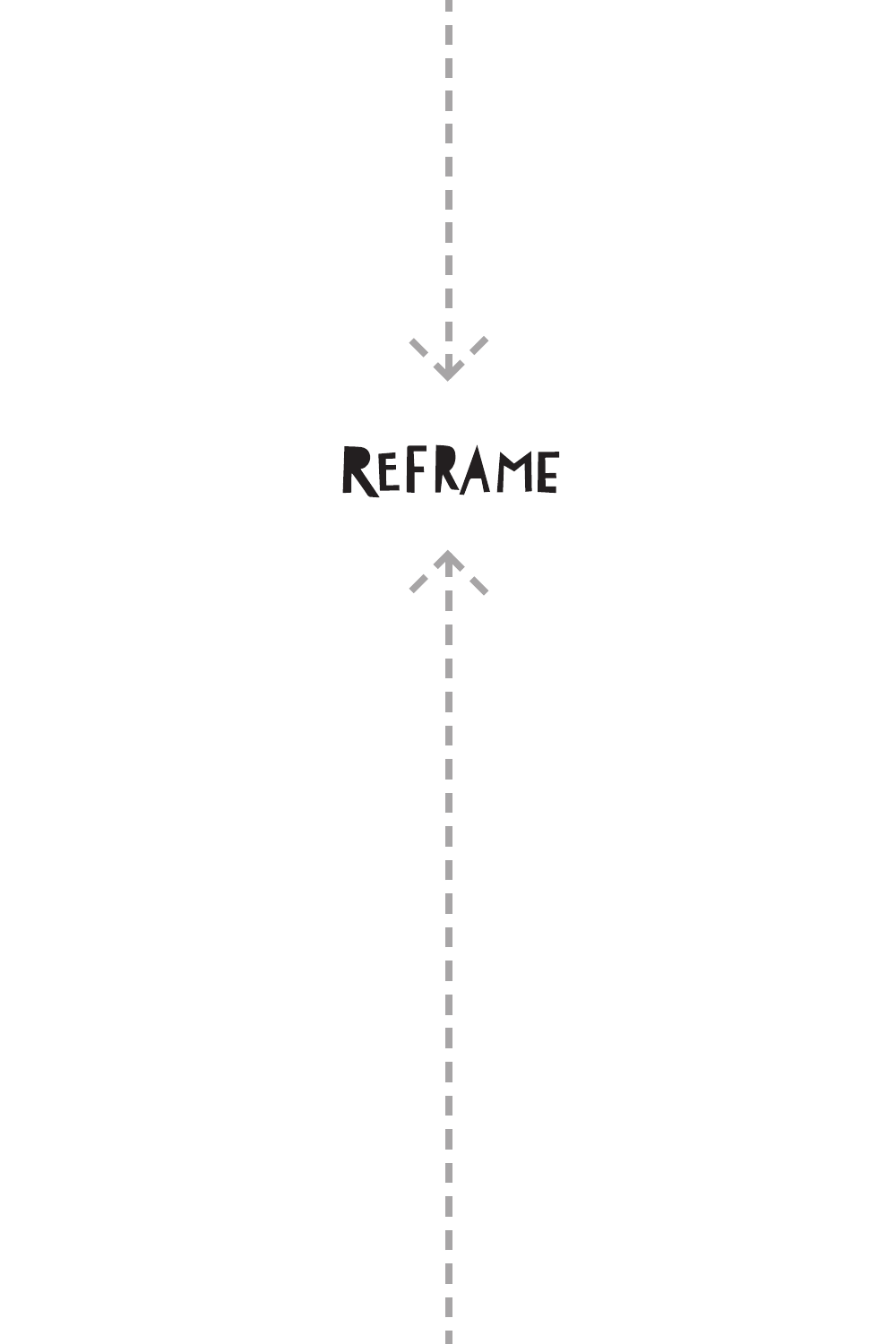# REFRAME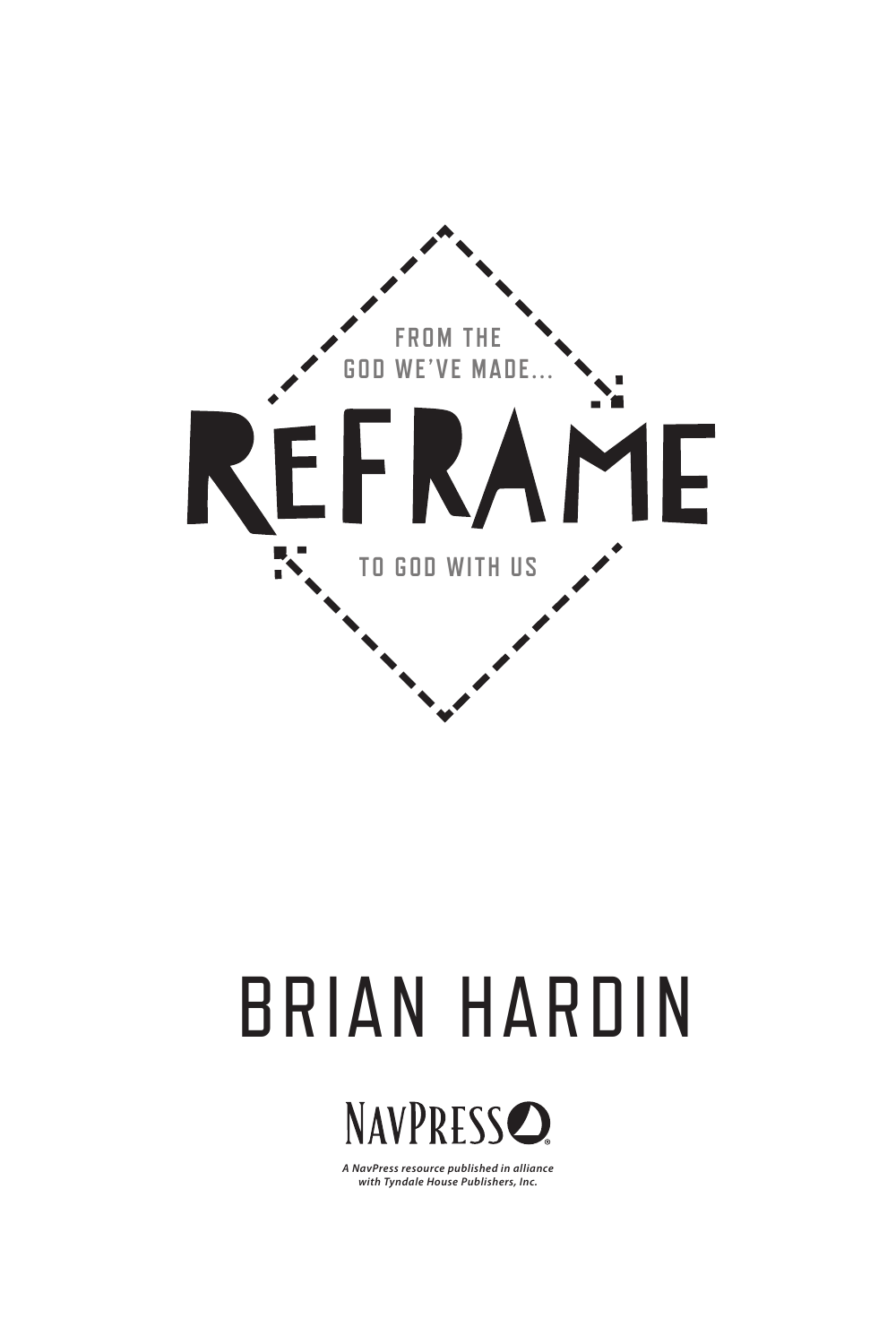FROM THE GOD WE'VE MADE...

# REFRAME

TO GOD WITH US

## BRIAN HARDIN

NAVPRESS

*A NavPress resource published in alliance with Tyndale House Publishers, Inc.*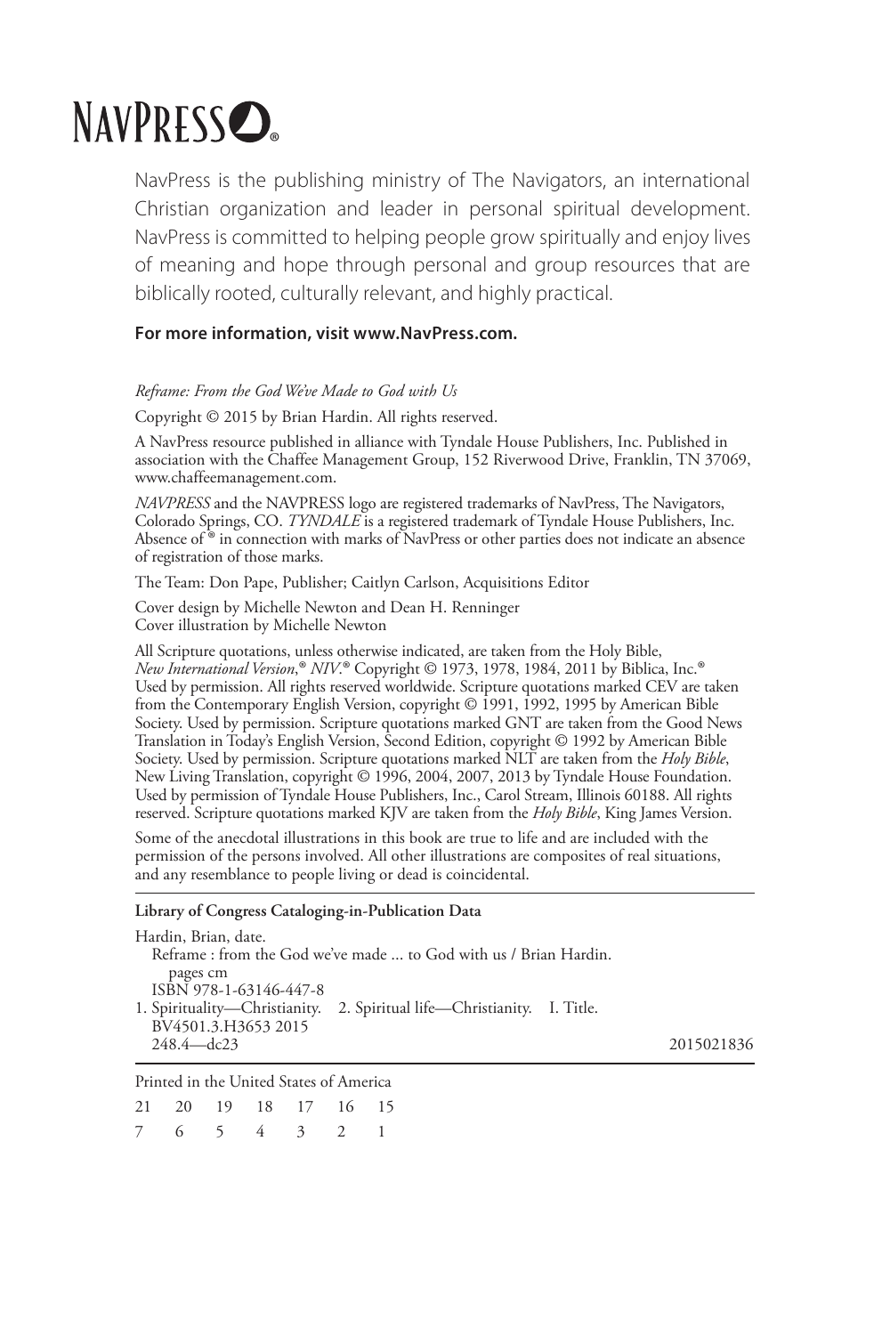# NAVPRESS®

NavPress is the publishing ministry of The Navigators, an international Christian organization and leader in personal spiritual development. NavPress is committed to helping people grow spiritually and enjoy lives of meaning and hope through personal and group resources that are biblically rooted, culturally relevant, and highly practical.

**For more information, visit www.NavPress.com.**

*Reframe: From the God We've Made to God with Us*

Copyright © 2015 by Brian Hardin. All rights reserved.

A NavPress resource published in alliance with Tyndale House Publishers, Inc. Published in association with the Chaffee Management Group, 152 Riverwood Drive, Franklin, TN 37069, www.chaffeemanagement.com.

*NAVPRESS* and the NAVPRESS logo are registered trademarks of NavPress, The Navigators, Colorado Springs, CO. *TYNDALE* is a registered trademark of Tyndale House Publishers, Inc. Absence of ® in connection with marks of NavPress or other parties does not indicate an absence of registration of those marks.

The Team: Don Pape, Publisher; Caitlyn Carlson, Acquisitions Editor

Cover design by Michelle Newton and Dean H. Renninger
Cover illustration by Michelle Newton

All Scripture quotations, unless otherwise indicated, are taken from the Holy Bible, *New International Version*,® *NIV*.® Copyright © 1973, 1978, 1984, 2011 by Biblica, Inc.® Used by permission. All rights reserved worldwide. Scripture quotations marked CEV are taken from the Contemporary English Version, copyright © 1991, 1992, 1995 by American Bible Society. Used by permission. Scripture quotations marked GNT are taken from the Good News Translation in Today's English Version, Second Edition, copyright © 1992 by American Bible Society. Used by permission. Scripture quotations marked NLT are taken from the *Holy Bible*, New Living Translation, copyright © 1996, 2004, 2007, 2013 by Tyndale House Foundation. Used by permission of Tyndale House Publishers, Inc., Carol Stream, Illinois 60188. All rights reserved. Scripture quotations marked KJV are taken from the *Holy Bible*, King James Version.

Some of the anecdotal illustrations in this book are true to life and are included with the permission of the persons involved. All other illustrations are composites of real situations, and any resemblance to people living or dead is coincidental.

---

**Library of Congress Cataloging-in-Publication Data**

Hardin, Brian, date.
Reframe : from the God we've made ... to God with us / Brian Hardin.
pages cm
ISBN 978-1-63146-447-8
1. Spirituality—Christianity. 2. Spiritual life—Christianity. I. Title.
BV4501.3.H3653 2015
248.4—dc23 2015021836

---

Printed in the United States of America

21 20 19 18 17 16 15
7 6 5 4 3 2 1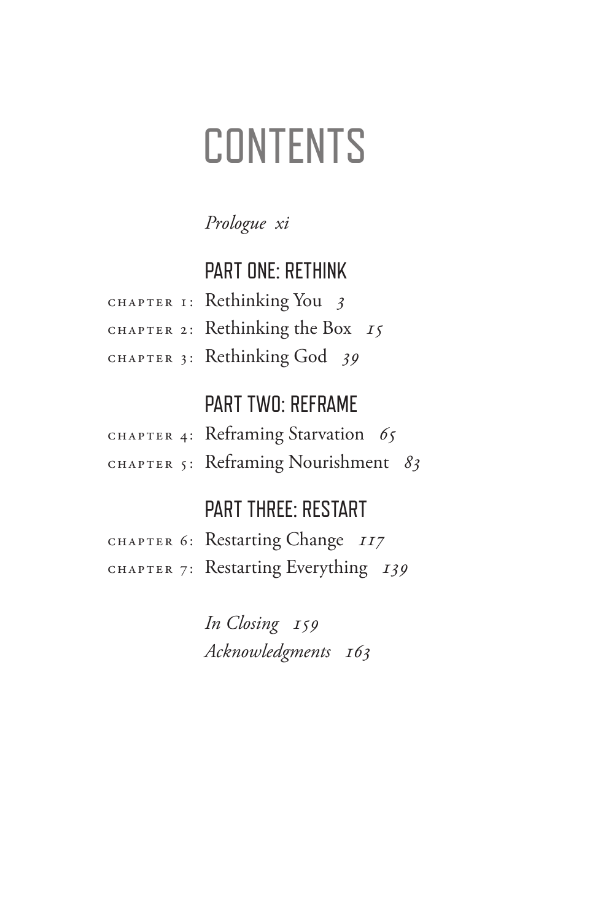# CONTENTS

*Prologue xi*

## PART ONE: RETHINK

CHAPTER 1: Rethinking You *3*

CHAPTER 2: Rethinking the Box *15*

CHAPTER 3: Rethinking God *39*

## PART TWO: REFRAME

CHAPTER 4: Reframing Starvation *65*

CHAPTER 5: Reframing Nourishment *83*

## PART THREE: RESTART

CHAPTER 6: Restarting Change *117*

CHAPTER 7: Restarting Everything *139*

*In Closing 159*

*Acknowledgments 163*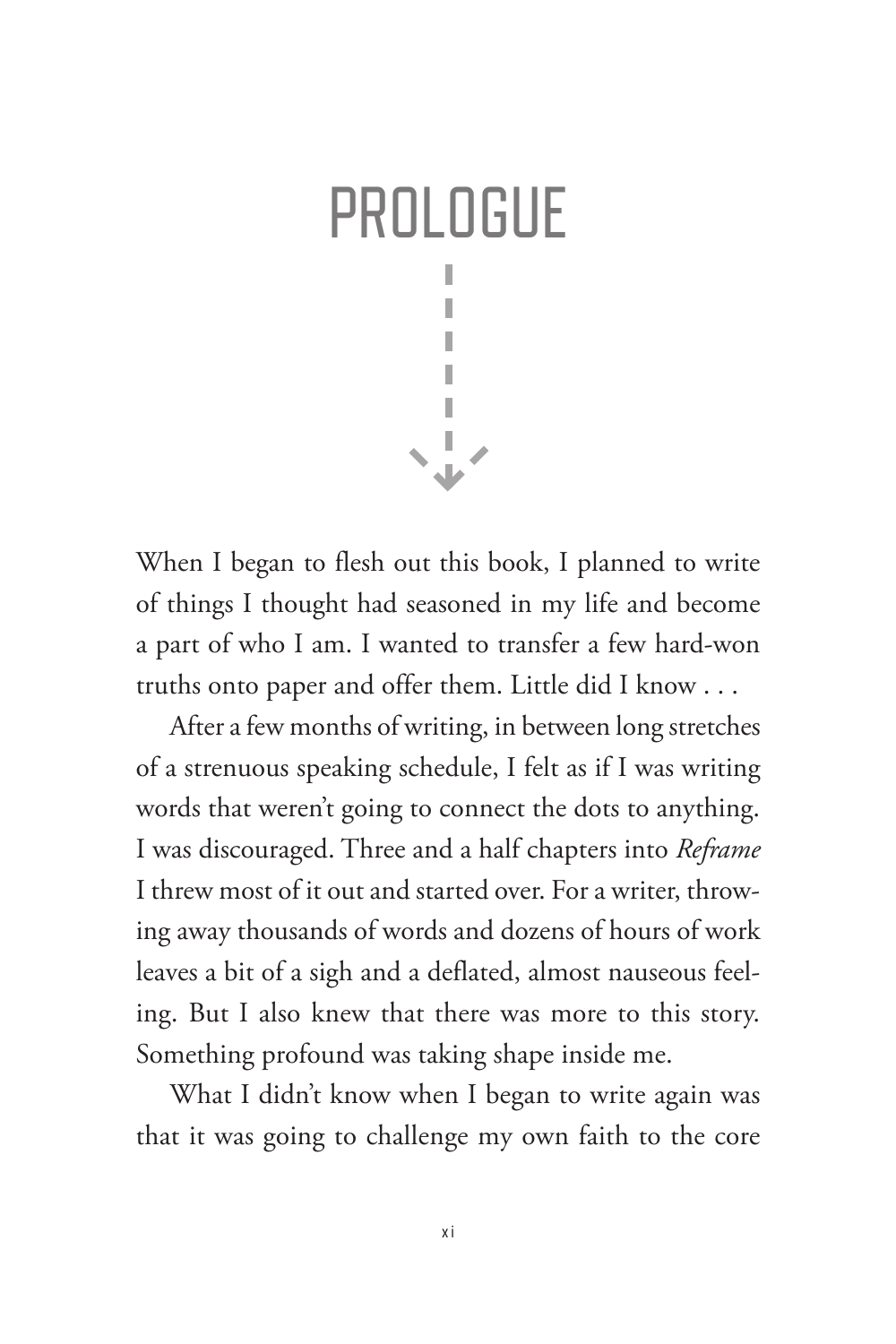# PROLOGUE

When I began to flesh out this book, I planned to write of things I thought had seasoned in my life and become a part of who I am. I wanted to transfer a few hard-won truths onto paper and offer them. Little did I know . . .

After a few months of writing, in between long stretches of a strenuous speaking schedule, I felt as if I was writing words that weren't going to connect the dots to anything. I was discouraged. Three and a half chapters into *Reframe* I threw most of it out and started over. For a writer, throwing away thousands of words and dozens of hours of work leaves a bit of a sigh and a deflated, almost nauseous feeling. But I also knew that there was more to this story. Something profound was taking shape inside me.

What I didn't know when I began to write again was that it was going to challenge my own faith to the core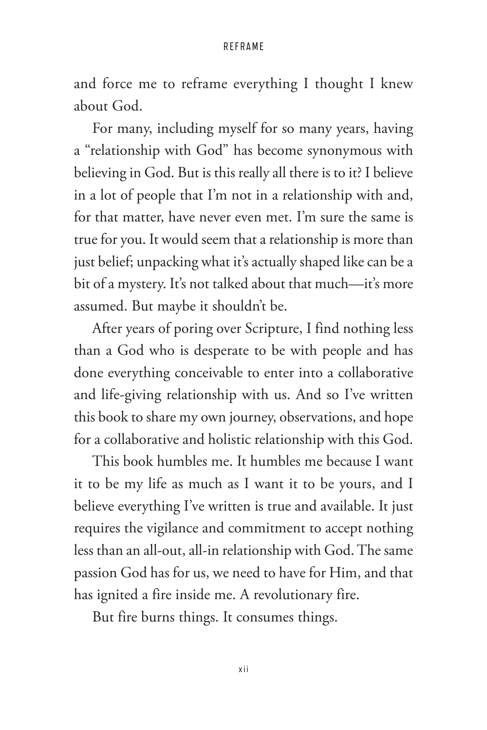and force me to reframe everything I thought I knew about God.

For many, including myself for so many years, having a "relationship with God" has become synonymous with believing in God. But is this really all there is to it? I believe in a lot of people that I'm not in a relationship with and, for that matter, have never even met. I'm sure the same is true for you. It would seem that a relationship is more than just belief; unpacking what it's actually shaped like can be a bit of a mystery. It's not talked about that much—it's more assumed. But maybe it shouldn't be.

After years of poring over Scripture, I find nothing less than a God who is desperate to be with people and has done everything conceivable to enter into a collaborative and life-giving relationship with us. And so I've written this book to share my own journey, observations, and hope for a collaborative and holistic relationship with this God.

This book humbles me. It humbles me because I want it to be my life as much as I want it to be yours, and I believe everything I've written is true and available. It just requires the vigilance and commitment to accept nothing less than an all-out, all-in relationship with God. The same passion God has for us, we need to have for Him, and that has ignited a fire inside me. A revolutionary fire.

But fire burns things. It consumes things.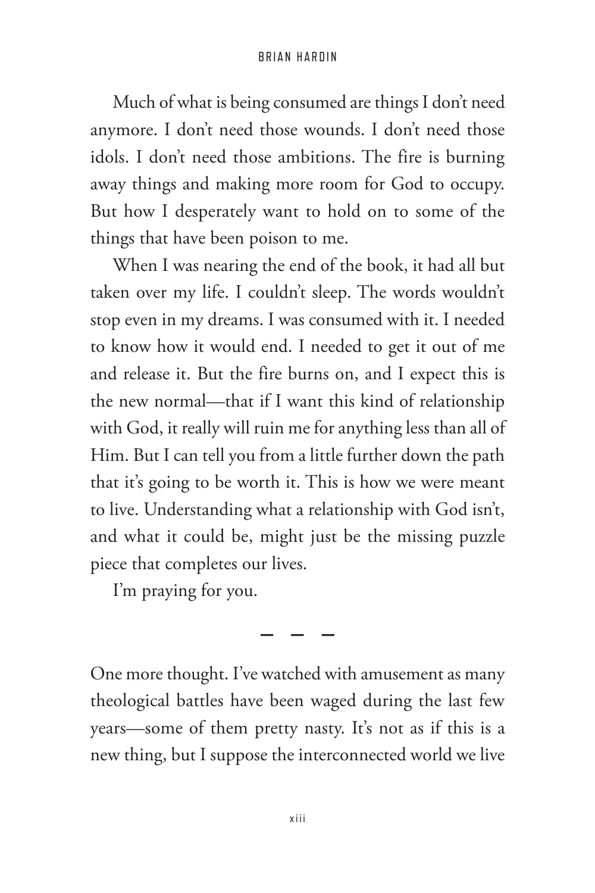Much of what is being consumed are things I don't need anymore. I don't need those wounds. I don't need those idols. I don't need those ambitions. The fire is burning away things and making more room for God to occupy. But how I desperately want to hold on to some of the things that have been poison to me.

When I was nearing the end of the book, it had all but taken over my life. I couldn't sleep. The words wouldn't stop even in my dreams. I was consumed with it. I needed to know how it would end. I needed to get it out of me and release it. But the fire burns on, and I expect this is the new normal—that if I want this kind of relationship with God, it really will ruin me for anything less than all of Him. But I can tell you from a little further down the path that it's going to be worth it. This is how we were meant to live. Understanding what a relationship with God isn't, and what it could be, might just be the missing puzzle piece that completes our lives.

I'm praying for you.

— — —

One more thought. I've watched with amusement as many theological battles have been waged during the last few years—some of them pretty nasty. It's not as if this is a new thing, but I suppose the interconnected world we live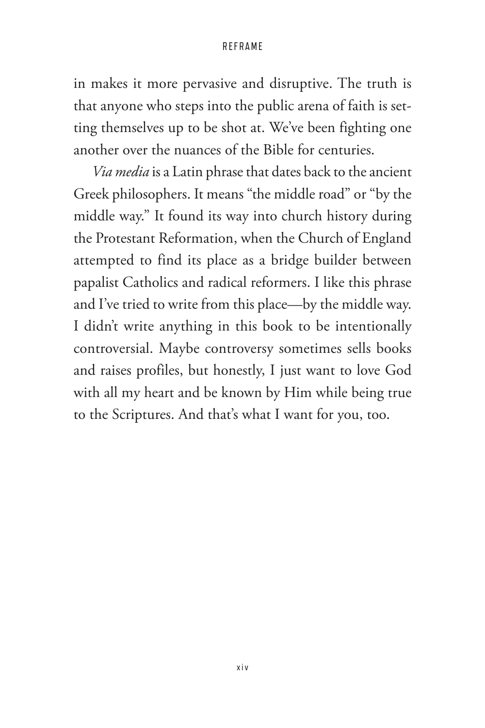in makes it more pervasive and disruptive. The truth is that anyone who steps into the public arena of faith is setting themselves up to be shot at. We've been fighting one another over the nuances of the Bible for centuries.

*Via media* is a Latin phrase that dates back to the ancient Greek philosophers. It means "the middle road" or "by the middle way." It found its way into church history during the Protestant Reformation, when the Church of England attempted to find its place as a bridge builder between papalist Catholics and radical reformers. I like this phrase and I've tried to write from this place—by the middle way. I didn't write anything in this book to be intentionally controversial. Maybe controversy sometimes sells books and raises profiles, but honestly, I just want to love God with all my heart and be known by Him while being true to the Scriptures. And that's what I want for you, too.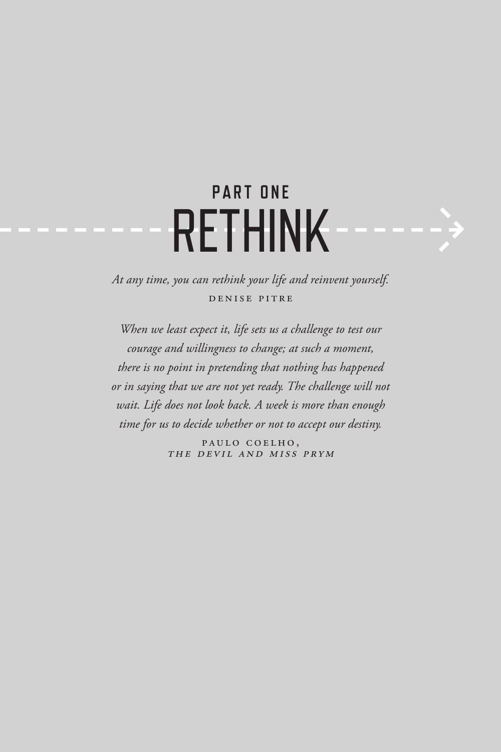# PART ONE
# RETHINK

*At any time, you can rethink your life and reinvent yourself.*

DENISE PITRE

*When we least expect it, life sets us a challenge to test our courage and willingness to change; at such a moment, there is no point in pretending that nothing has happened or in saying that we are not yet ready. The challenge will not wait. Life does not look back. A week is more than enough time for us to decide whether or not to accept our destiny.*

PAULO COELHO,
*THE DEVIL AND MISS PRYM*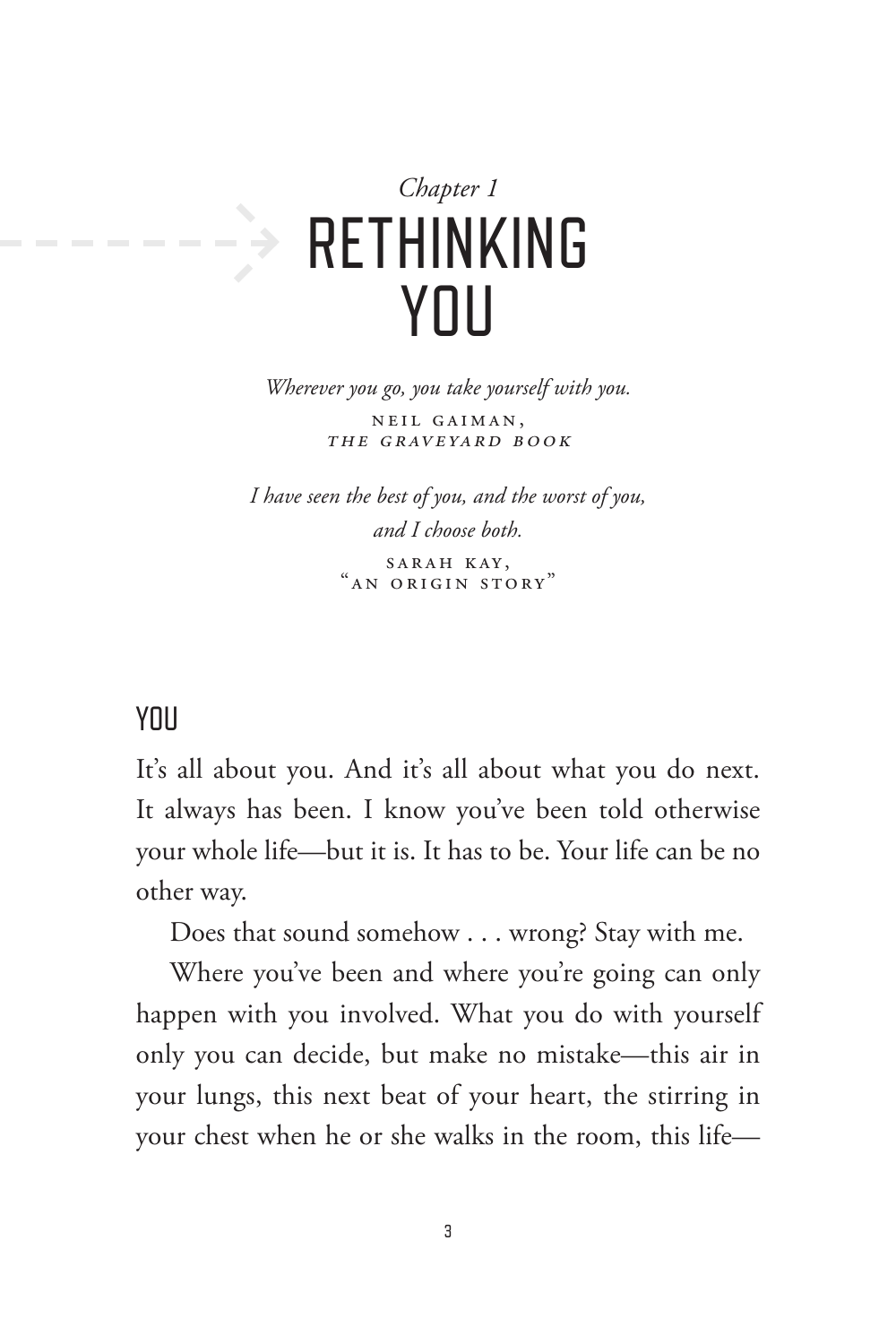*Chapter 1*

# RETHINKING YOU

*Wherever you go, you take yourself with you.*

NEIL GAIMAN, *THE GRAVEYARD BOOK*

*I have seen the best of you, and the worst of you, and I choose both.*

SARAH KAY, "AN ORIGIN STORY"

## YOU

It's all about you. And it's all about what you do next. It always has been. I know you've been told otherwise your whole life—but it is. It has to be. Your life can be no other way.

Does that sound somehow . . . wrong? Stay with me.

Where you've been and where you're going can only happen with you involved. What you do with yourself only you can decide, but make no mistake—this air in your lungs, this next beat of your heart, the stirring in your chest when he or she walks in the room, this life—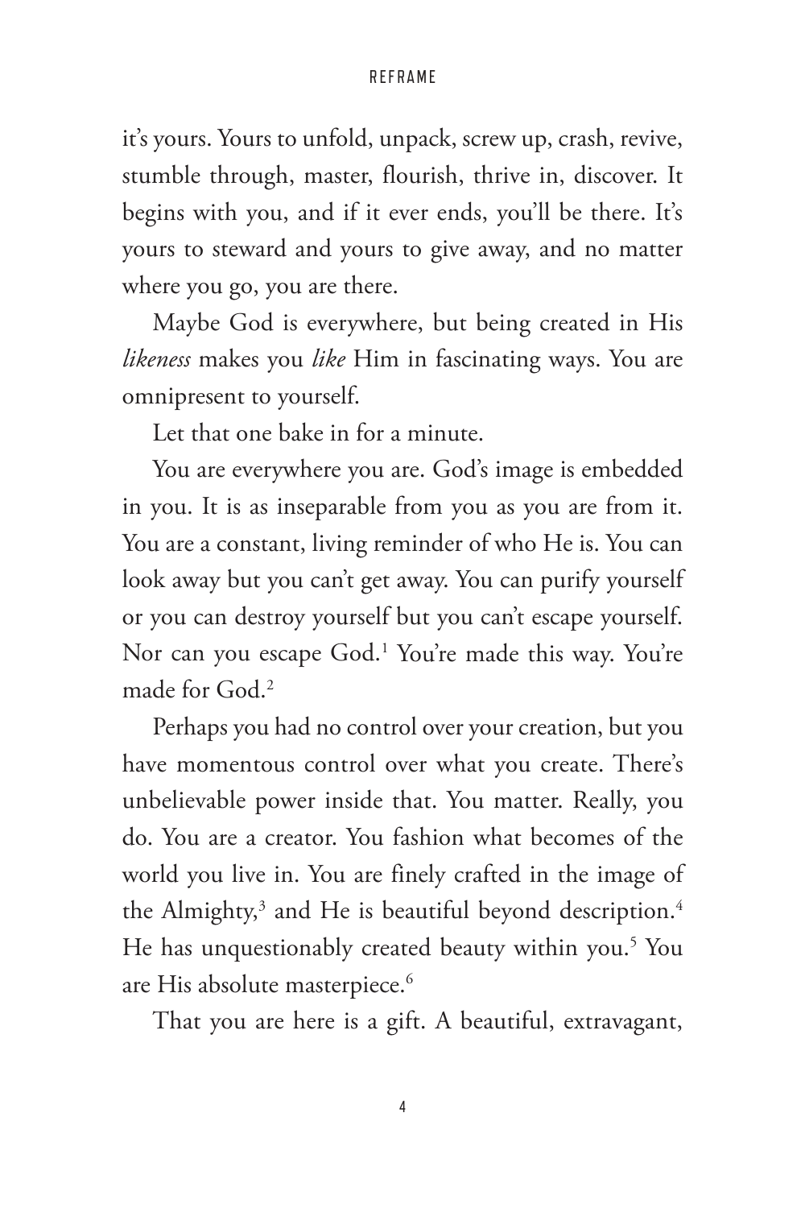it's yours. Yours to unfold, unpack, screw up, crash, revive, stumble through, master, flourish, thrive in, discover. It begins with you, and if it ever ends, you'll be there. It's yours to steward and yours to give away, and no matter where you go, you are there.

Maybe God is everywhere, but being created in His *likeness* makes you *like* Him in fascinating ways. You are omnipresent to yourself.

Let that one bake in for a minute.

You are everywhere you are. God's image is embedded in you. It is as inseparable from you as you are from it. You are a constant, living reminder of who He is. You can look away but you can't get away. You can purify yourself or you can destroy yourself but you can't escape yourself. Nor can you escape God.[1] You're made this way. You're made for God.[2]

Perhaps you had no control over your creation, but you have momentous control over what you create. There's unbelievable power inside that. You matter. Really, you do. You are a creator. You fashion what becomes of the world you live in. You are finely crafted in the image of the Almighty,[3] and He is beautiful beyond description.[4] He has unquestionably created beauty within you.[5] You are His absolute masterpiece.[6]

That you are here is a gift. A beautiful, extravagant,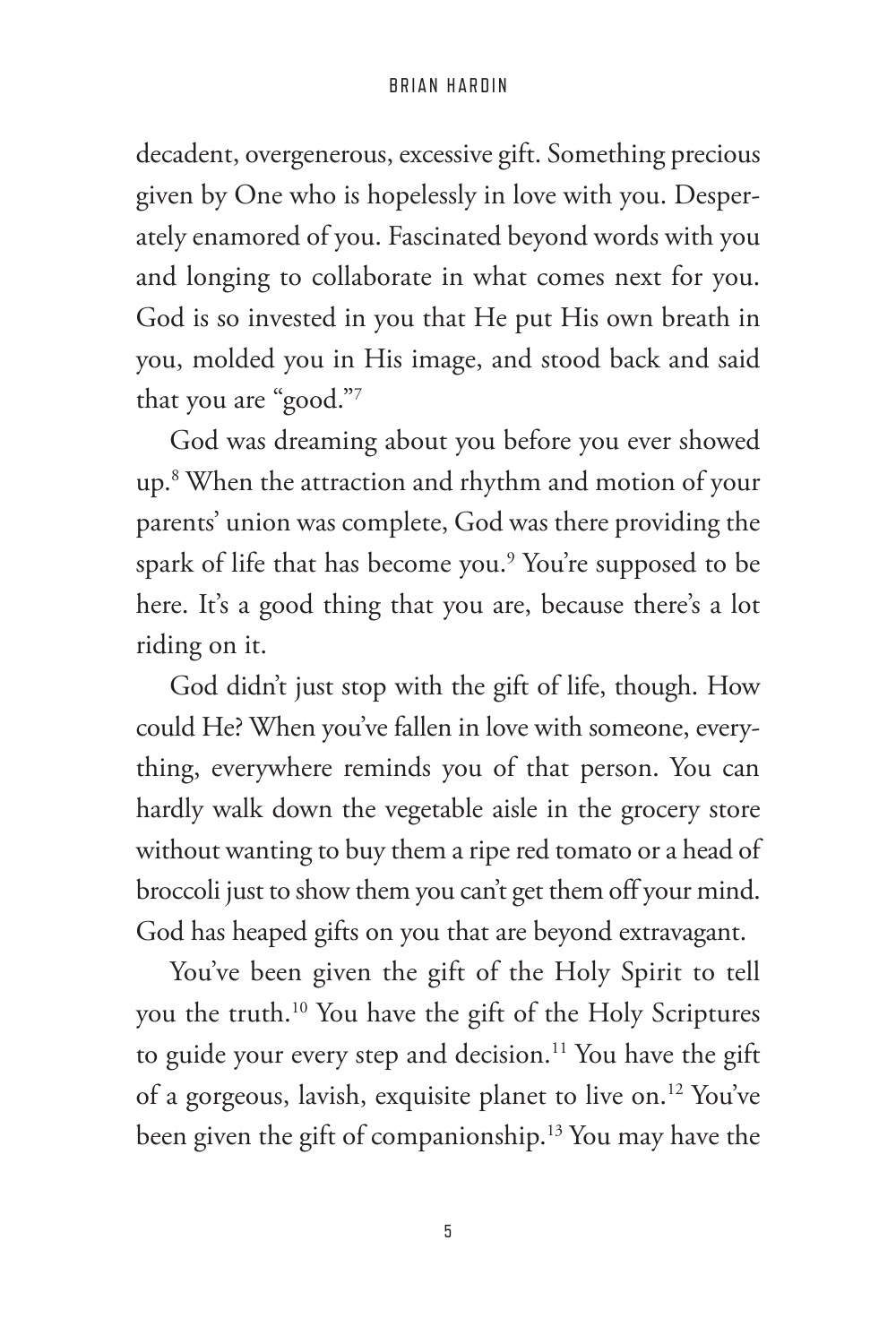decadent, overgenerous, excessive gift. Something precious given by One who is hopelessly in love with you. Desperately enamored of you. Fascinated beyond words with you and longing to collaborate in what comes next for you. God is so invested in you that He put His own breath in you, molded you in His image, and stood back and said that you are "good."[7]

God was dreaming about you before you ever showed up.[8] When the attraction and rhythm and motion of your parents' union was complete, God was there providing the spark of life that has become you.[9] You're supposed to be here. It's a good thing that you are, because there's a lot riding on it.

God didn't just stop with the gift of life, though. How could He? When you've fallen in love with someone, everything, everywhere reminds you of that person. You can hardly walk down the vegetable aisle in the grocery store without wanting to buy them a ripe red tomato or a head of broccoli just to show them you can't get them off your mind. God has heaped gifts on you that are beyond extravagant.

You've been given the gift of the Holy Spirit to tell you the truth.[10] You have the gift of the Holy Scriptures to guide your every step and decision.[11] You have the gift of a gorgeous, lavish, exquisite planet to live on.[12] You've been given the gift of companionship.[13] You may have the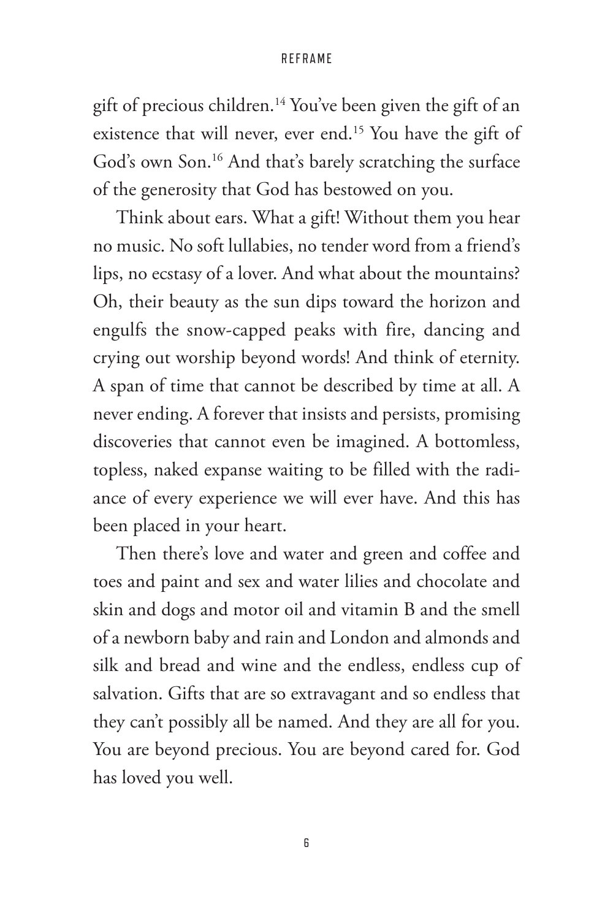gift of precious children.[14] You've been given the gift of an existence that will never, ever end.[15] You have the gift of God's own Son.[16] And that's barely scratching the surface of the generosity that God has bestowed on you.

Think about ears. What a gift! Without them you hear no music. No soft lullabies, no tender word from a friend's lips, no ecstasy of a lover. And what about the mountains? Oh, their beauty as the sun dips toward the horizon and engulfs the snow-capped peaks with fire, dancing and crying out worship beyond words! And think of eternity. A span of time that cannot be described by time at all. A never ending. A forever that insists and persists, promising discoveries that cannot even be imagined. A bottomless, topless, naked expanse waiting to be filled with the radiance of every experience we will ever have. And this has been placed in your heart.

Then there's love and water and green and coffee and toes and paint and sex and water lilies and chocolate and skin and dogs and motor oil and vitamin B and the smell of a newborn baby and rain and London and almonds and silk and bread and wine and the endless, endless cup of salvation. Gifts that are so extravagant and so endless that they can't possibly all be named. And they are all for you. You are beyond precious. You are beyond cared for. God has loved you well.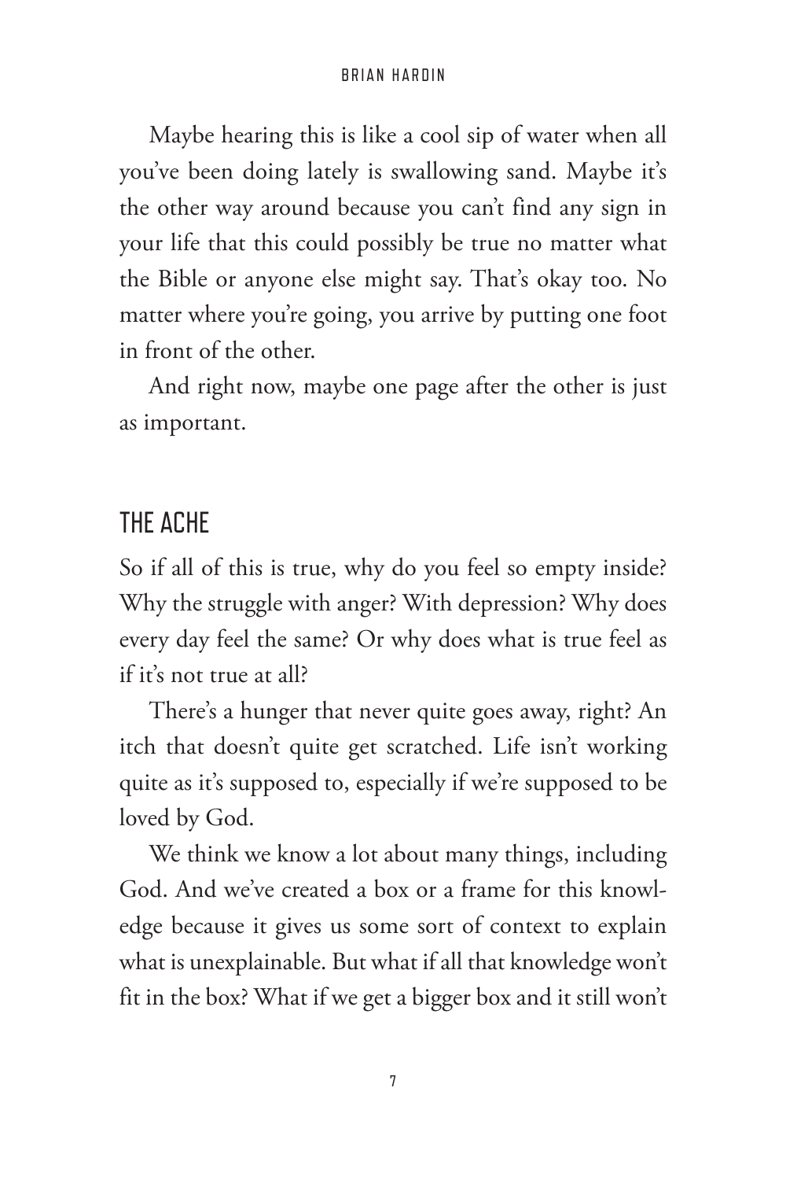Maybe hearing this is like a cool sip of water when all you've been doing lately is swallowing sand. Maybe it's the other way around because you can't find any sign in your life that this could possibly be true no matter what the Bible or anyone else might say. That's okay too. No matter where you're going, you arrive by putting one foot in front of the other.

And right now, maybe one page after the other is just as important.

## THE ACHE

So if all of this is true, why do you feel so empty inside? Why the struggle with anger? With depression? Why does every day feel the same? Or why does what is true feel as if it's not true at all?

There's a hunger that never quite goes away, right? An itch that doesn't quite get scratched. Life isn't working quite as it's supposed to, especially if we're supposed to be loved by God.

We think we know a lot about many things, including God. And we've created a box or a frame for this knowledge because it gives us some sort of context to explain what is unexplainable. But what if all that knowledge won't fit in the box? What if we get a bigger box and it still won't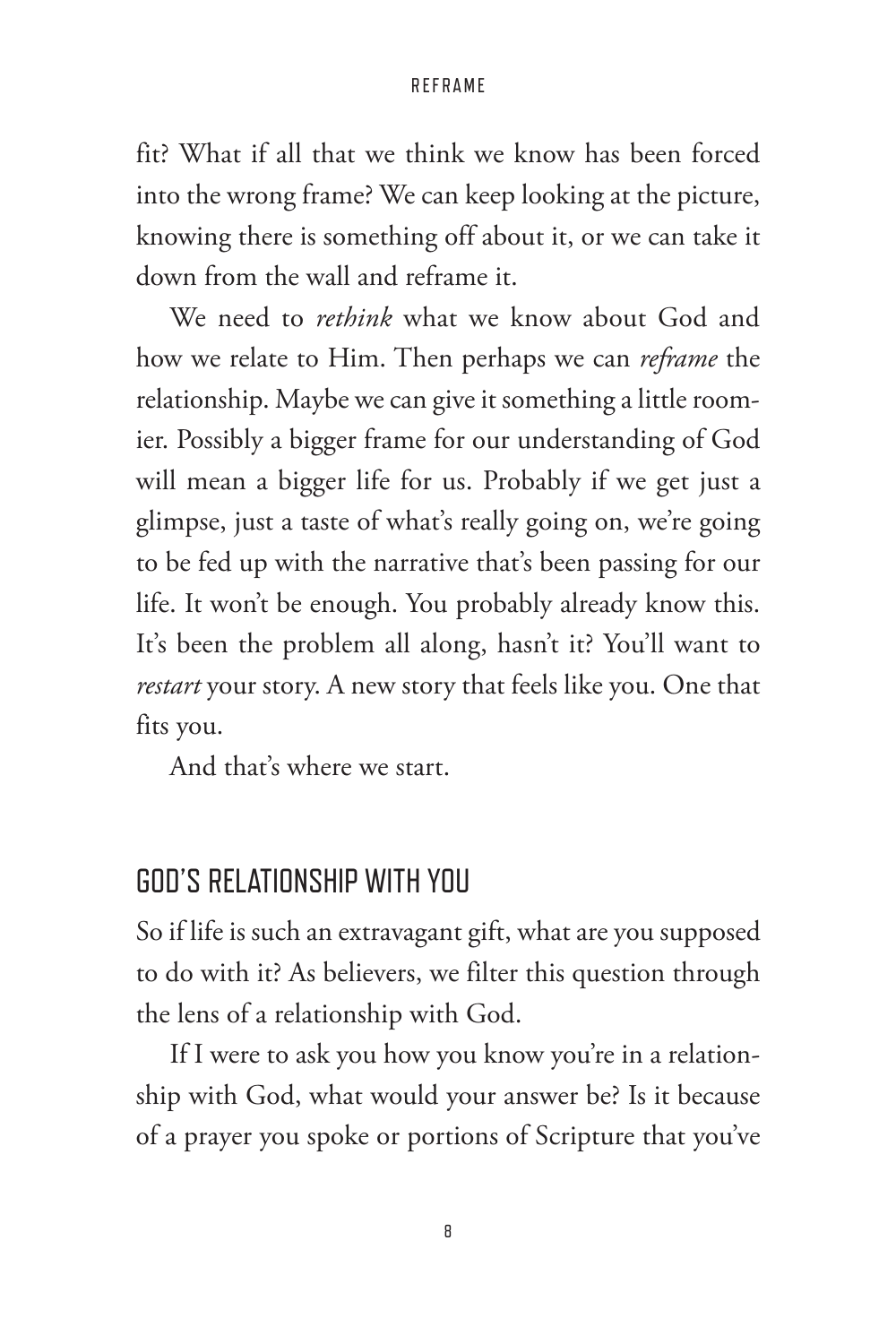fit? What if all that we think we know has been forced into the wrong frame? We can keep looking at the picture, knowing there is something off about it, or we can take it down from the wall and reframe it.

We need to *rethink* what we know about God and how we relate to Him. Then perhaps we can *reframe* the relationship. Maybe we can give it something a little roomier. Possibly a bigger frame for our understanding of God will mean a bigger life for us. Probably if we get just a glimpse, just a taste of what's really going on, we're going to be fed up with the narrative that's been passing for our life. It won't be enough. You probably already know this. It's been the problem all along, hasn't it? You'll want to *restart* your story. A new story that feels like you. One that fits you.

And that's where we start.

## GOD'S RELATIONSHIP WITH YOU

So if life is such an extravagant gift, what are you supposed to do with it? As believers, we filter this question through the lens of a relationship with God.

If I were to ask you how you know you're in a relationship with God, what would your answer be? Is it because of a prayer you spoke or portions of Scripture that you've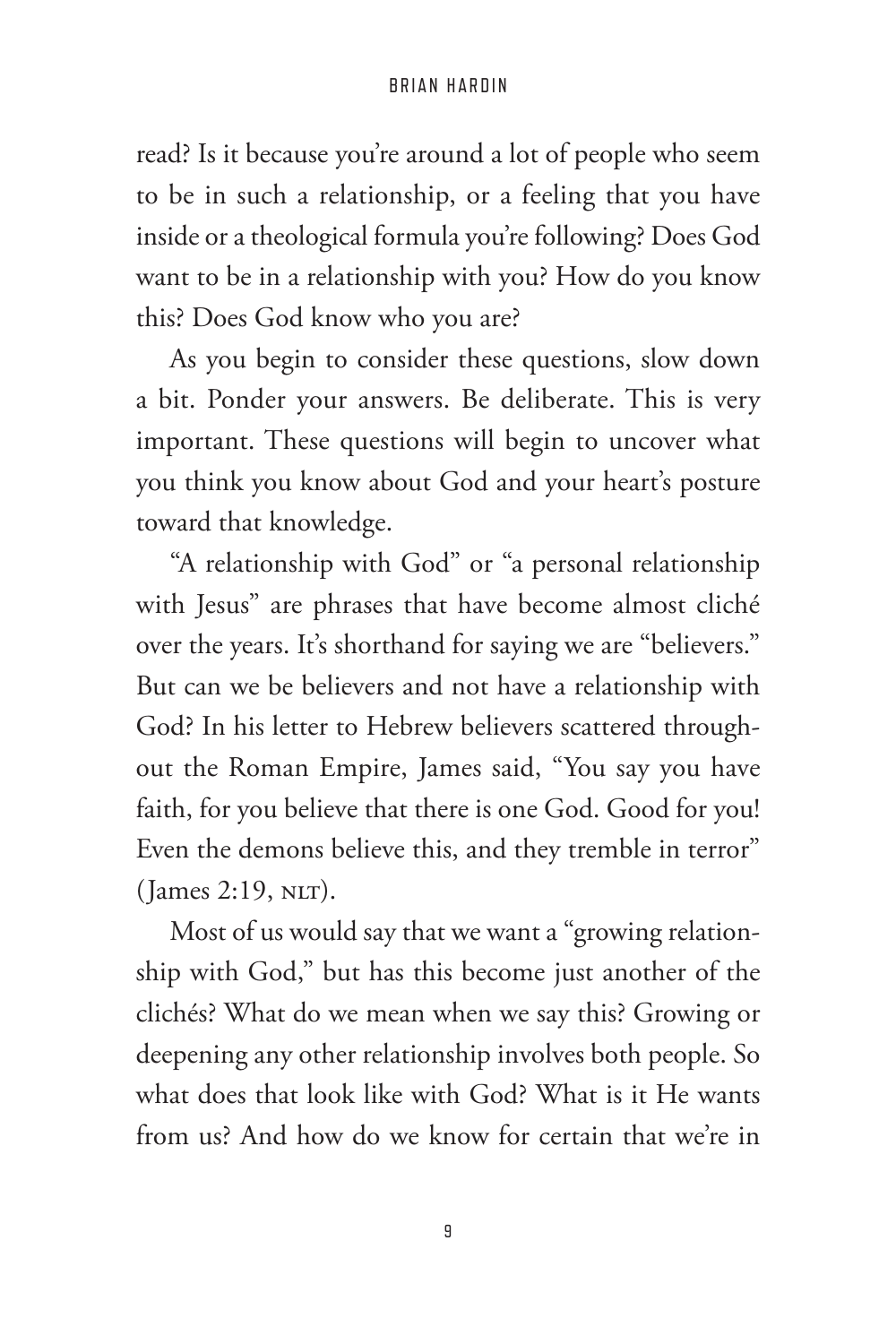read? Is it because you're around a lot of people who seem to be in such a relationship, or a feeling that you have inside or a theological formula you're following? Does God want to be in a relationship with you? How do you know this? Does God know who you are?

As you begin to consider these questions, slow down a bit. Ponder your answers. Be deliberate. This is very important. These questions will begin to uncover what you think you know about God and your heart's posture toward that knowledge.

"A relationship with God" or "a personal relationship with Jesus" are phrases that have become almost cliché over the years. It's shorthand for saying we are "believers." But can we be believers and not have a relationship with God? In his letter to Hebrew believers scattered throughout the Roman Empire, James said, "You say you have faith, for you believe that there is one God. Good for you! Even the demons believe this, and they tremble in terror" (James 2:19, NLT).

Most of us would say that we want a "growing relationship with God," but has this become just another of the clichés? What do we mean when we say this? Growing or deepening any other relationship involves both people. So what does that look like with God? What is it He wants from us? And how do we know for certain that we're in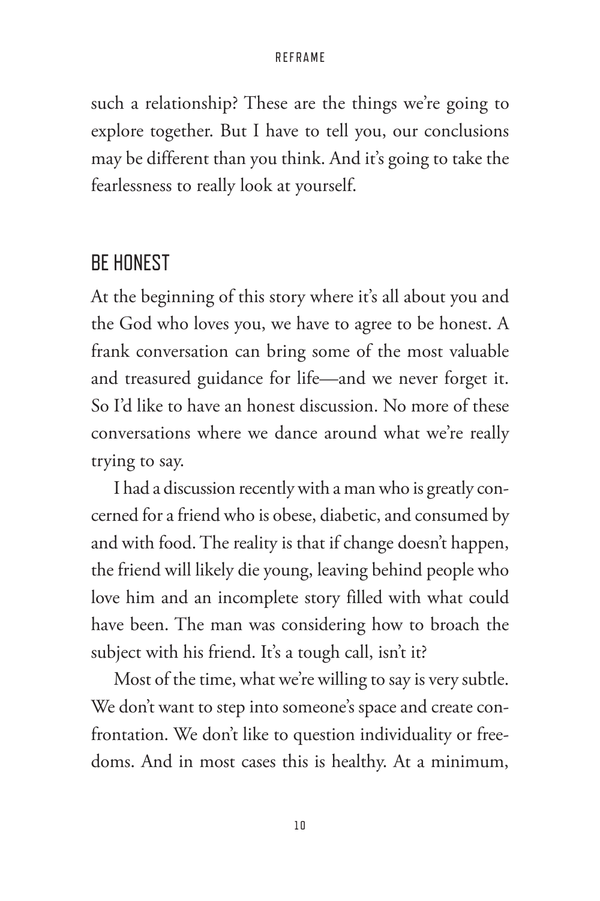such a relationship? These are the things we're going to explore together. But I have to tell you, our conclusions may be different than you think. And it's going to take the fearlessness to really look at yourself.

## BE HONEST

At the beginning of this story where it's all about you and the God who loves you, we have to agree to be honest. A frank conversation can bring some of the most valuable and treasured guidance for life—and we never forget it. So I'd like to have an honest discussion. No more of these conversations where we dance around what we're really trying to say.

I had a discussion recently with a man who is greatly concerned for a friend who is obese, diabetic, and consumed by and with food. The reality is that if change doesn't happen, the friend will likely die young, leaving behind people who love him and an incomplete story filled with what could have been. The man was considering how to broach the subject with his friend. It's a tough call, isn't it?

Most of the time, what we're willing to say is very subtle. We don't want to step into someone's space and create confrontation. We don't like to question individuality or freedoms. And in most cases this is healthy. At a minimum,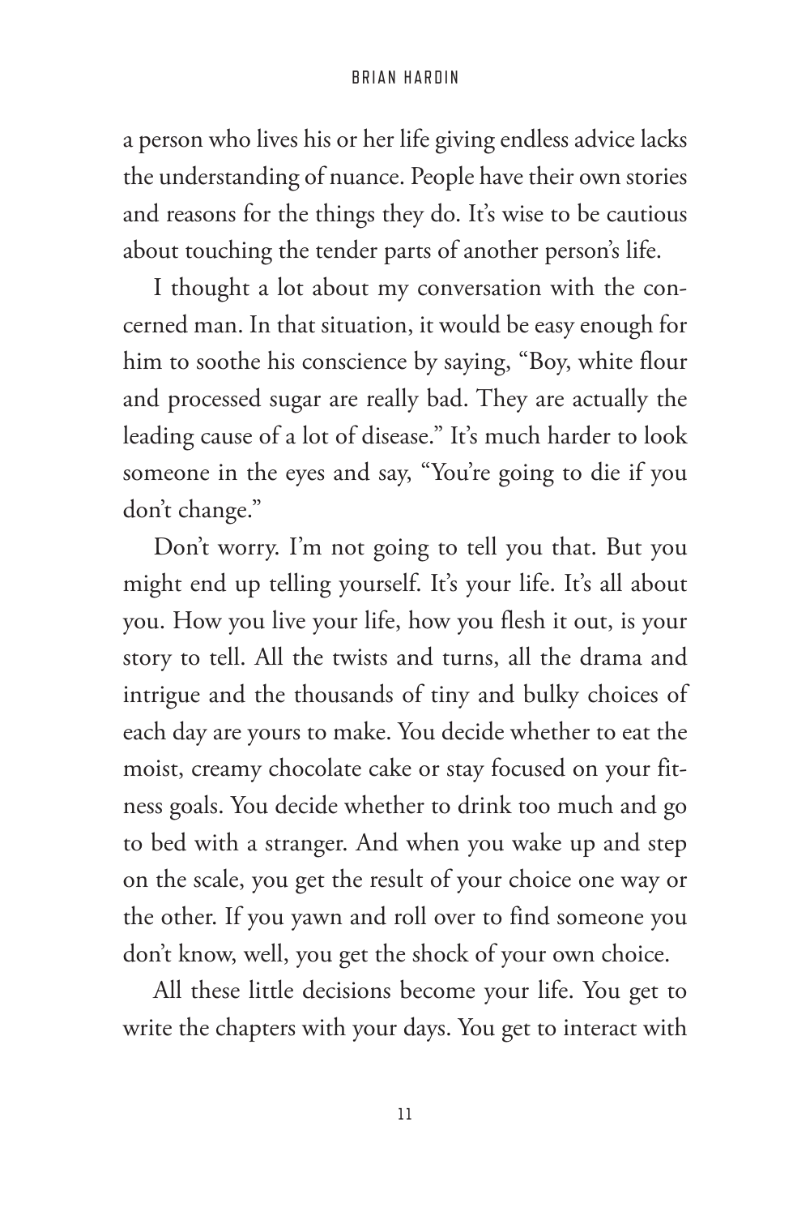a person who lives his or her life giving endless advice lacks the understanding of nuance. People have their own stories and reasons for the things they do. It's wise to be cautious about touching the tender parts of another person's life.

I thought a lot about my conversation with the concerned man. In that situation, it would be easy enough for him to soothe his conscience by saying, "Boy, white flour and processed sugar are really bad. They are actually the leading cause of a lot of disease." It's much harder to look someone in the eyes and say, "You're going to die if you don't change."

Don't worry. I'm not going to tell you that. But you might end up telling yourself. It's your life. It's all about you. How you live your life, how you flesh it out, is your story to tell. All the twists and turns, all the drama and intrigue and the thousands of tiny and bulky choices of each day are yours to make. You decide whether to eat the moist, creamy chocolate cake or stay focused on your fitness goals. You decide whether to drink too much and go to bed with a stranger. And when you wake up and step on the scale, you get the result of your choice one way or the other. If you yawn and roll over to find someone you don't know, well, you get the shock of your own choice.

All these little decisions become your life. You get to write the chapters with your days. You get to interact with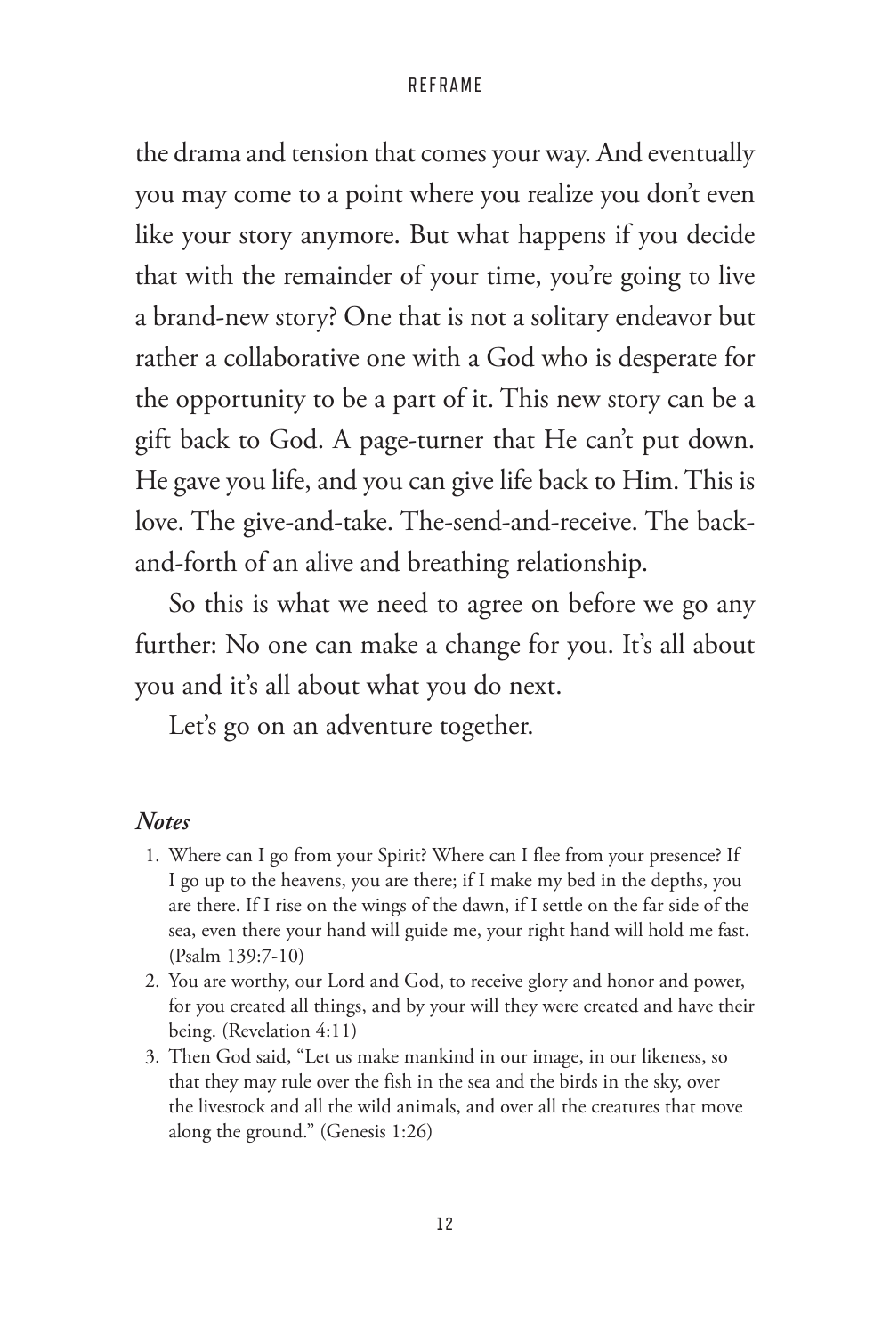the drama and tension that comes your way. And eventually you may come to a point where you realize you don't even like your story anymore. But what happens if you decide that with the remainder of your time, you're going to live a brand-new story? One that is not a solitary endeavor but rather a collaborative one with a God who is desperate for the opportunity to be a part of it. This new story can be a gift back to God. A page-turner that He can't put down. He gave you life, and you can give life back to Him. This is love. The give-and-take. The-send-and-receive. The back-and-forth of an alive and breathing relationship.

So this is what we need to agree on before we go any further: No one can make a change for you. It's all about you and it's all about what you do next.

Let's go on an adventure together.

***Notes***

1. Where can I go from your Spirit? Where can I flee from your presence? If I go up to the heavens, you are there; if I make my bed in the depths, you are there. If I rise on the wings of the dawn, if I settle on the far side of the sea, even there your hand will guide me, your right hand will hold me fast. (Psalm 139:7-10)
2. You are worthy, our Lord and God, to receive glory and honor and power, for you created all things, and by your will they were created and have their being. (Revelation 4:11)
3. Then God said, "Let us make mankind in our image, in our likeness, so that they may rule over the fish in the sea and the birds in the sky, over the livestock and all the wild animals, and over all the creatures that move along the ground." (Genesis 1:26)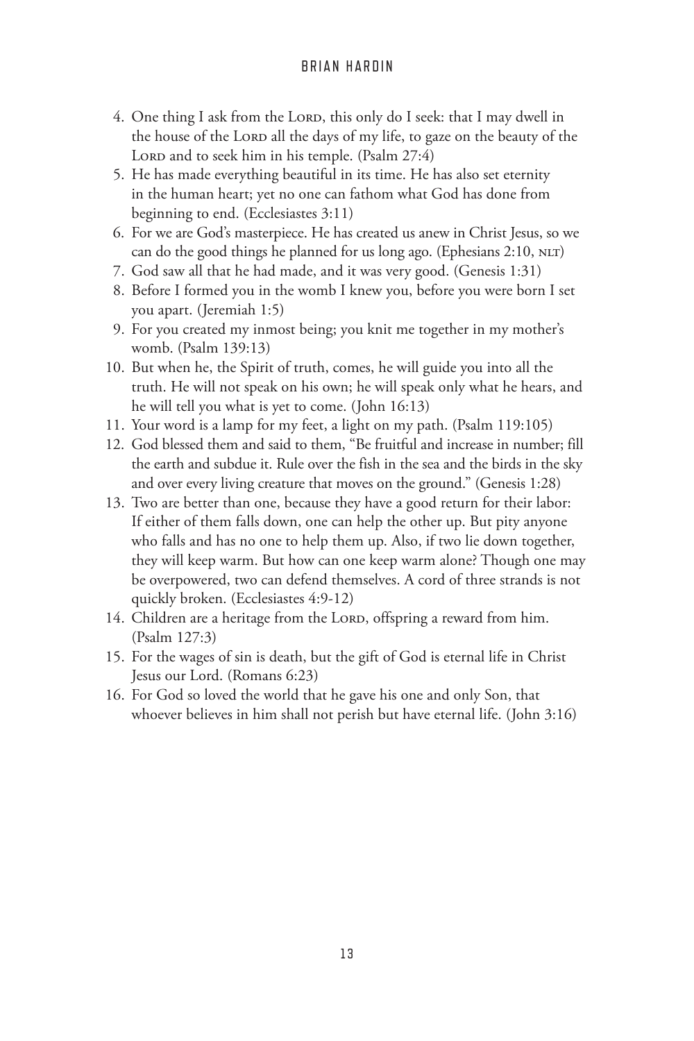4. One thing I ask from the LORD, this only do I seek: that I may dwell in the house of the LORD all the days of my life, to gaze on the beauty of the LORD and to seek him in his temple. (Psalm 27:4)
5. He has made everything beautiful in its time. He has also set eternity in the human heart; yet no one can fathom what God has done from beginning to end. (Ecclesiastes 3:11)
6. For we are God's masterpiece. He has created us anew in Christ Jesus, so we can do the good things he planned for us long ago. (Ephesians 2:10, NLT)
7. God saw all that he had made, and it was very good. (Genesis 1:31)
8. Before I formed you in the womb I knew you, before you were born I set you apart. (Jeremiah 1:5)
9. For you created my inmost being; you knit me together in my mother's womb. (Psalm 139:13)
10. But when he, the Spirit of truth, comes, he will guide you into all the truth. He will not speak on his own; he will speak only what he hears, and he will tell you what is yet to come. (John 16:13)
11. Your word is a lamp for my feet, a light on my path. (Psalm 119:105)
12. God blessed them and said to them, "Be fruitful and increase in number; fill the earth and subdue it. Rule over the fish in the sea and the birds in the sky and over every living creature that moves on the ground." (Genesis 1:28)
13. Two are better than one, because they have a good return for their labor: If either of them falls down, one can help the other up. But pity anyone who falls and has no one to help them up. Also, if two lie down together, they will keep warm. But how can one keep warm alone? Though one may be overpowered, two can defend themselves. A cord of three strands is not quickly broken. (Ecclesiastes 4:9-12)
14. Children are a heritage from the LORD, offspring a reward from him. (Psalm 127:3)
15. For the wages of sin is death, but the gift of God is eternal life in Christ Jesus our Lord. (Romans 6:23)
16. For God so loved the world that he gave his one and only Son, that whoever believes in him shall not perish but have eternal life. (John 3:16)